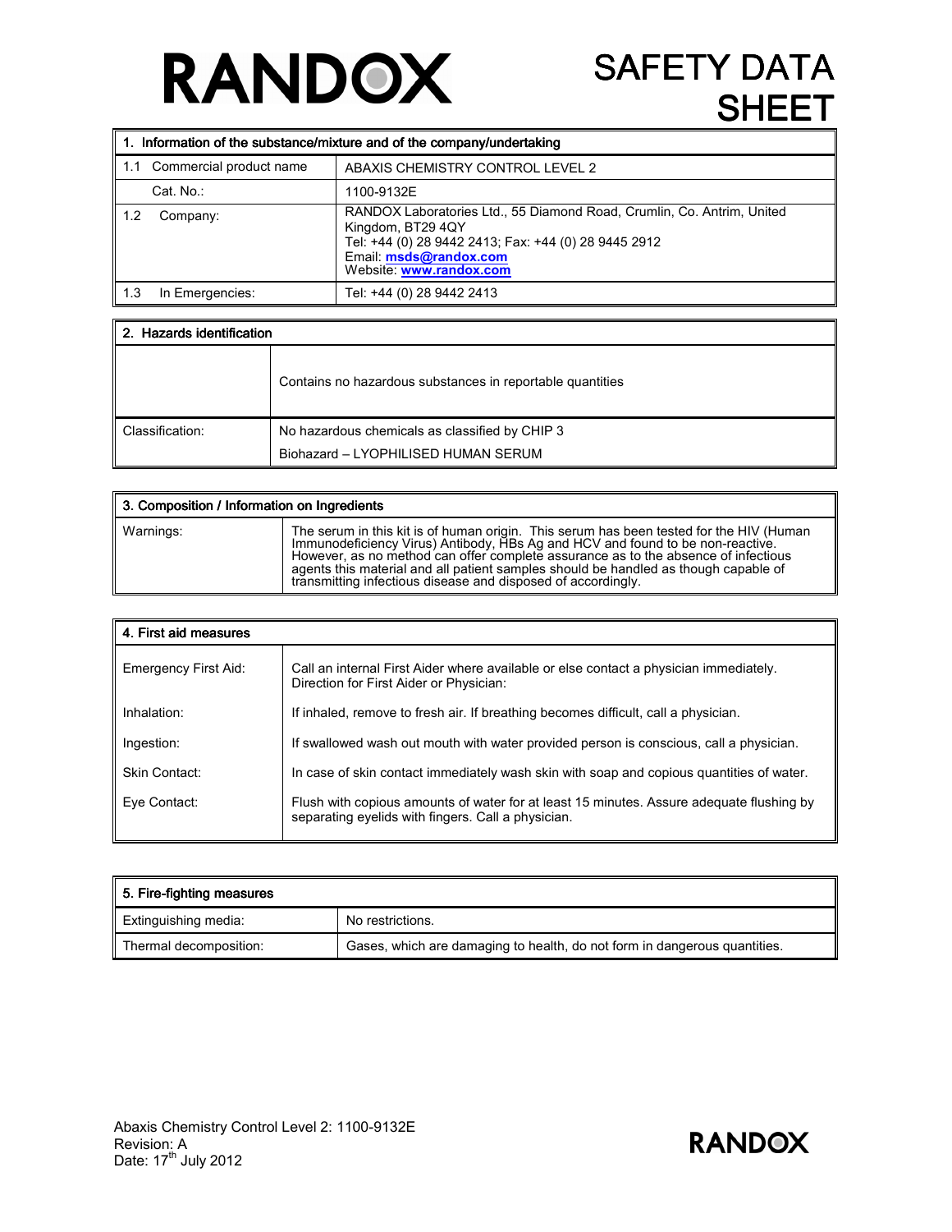# RANDOX

# SAFETY DATA SHEET

| 1. Information of the substance/mixture and of the company/undertaking | |
|---|---|
| 1.1 Commercial product name | ABAXIS CHEMISTRY CONTROL LEVEL 2 |
| Cat. No.: | 1100-9132E |
| 1.2 Company: | RANDOX Laboratories Ltd., 55 Diamond Road, Crumlin, Co. Antrim, United Kingdom, BT29 4QY<br>Tel: +44 (0) 28 9442 2413; Fax: +44 (0) 28 9445 2912<br>Email: **msds@randox.com**<br>Website: **www.randox.com** |
| 1.3 In Emergencies: | Tel: +44 (0) 28 9442 2413 |

| 2. Hazards identification | |
|---|---|
| | Contains no hazardous substances in reportable quantities |
| Classification: | No hazardous chemicals as classified by CHIP 3<br>Biohazard – LYOPHILISED HUMAN SERUM |

| 3. Composition / Information on Ingredients | |
|---|---|
| Warnings: | The serum in this kit is of human origin. This serum has been tested for the HIV (Human Immunodeficiency Virus) Antibody, HBs Ag and HCV and found to be non-reactive. However, as no method can offer complete assurance as to the absence of infectious agents this material and all patient samples should be handled as though capable of transmitting infectious disease and disposed of accordingly. |

| 4. First aid measures | |
|---|---|
| Emergency First Aid: | Call an internal First Aider where available or else contact a physician immediately. Direction for First Aider or Physician: |
| Inhalation: | If inhaled, remove to fresh air. If breathing becomes difficult, call a physician. |
| Ingestion: | If swallowed wash out mouth with water provided person is conscious, call a physician. |
| Skin Contact: | In case of skin contact immediately wash skin with soap and copious quantities of water. |
| Eye Contact: | Flush with copious amounts of water for at least 15 minutes. Assure adequate flushing by separating eyelids with fingers. Call a physician. |

| 5. Fire-fighting measures | |
|---|---|
| Extinguishing media: | No restrictions. |
| Thermal decomposition: | Gases, which are damaging to health, do not form in dangerous quantities. |

Abaxis Chemistry Control Level 2: 1100-9132E
Revision: A
Date: 17th July 2012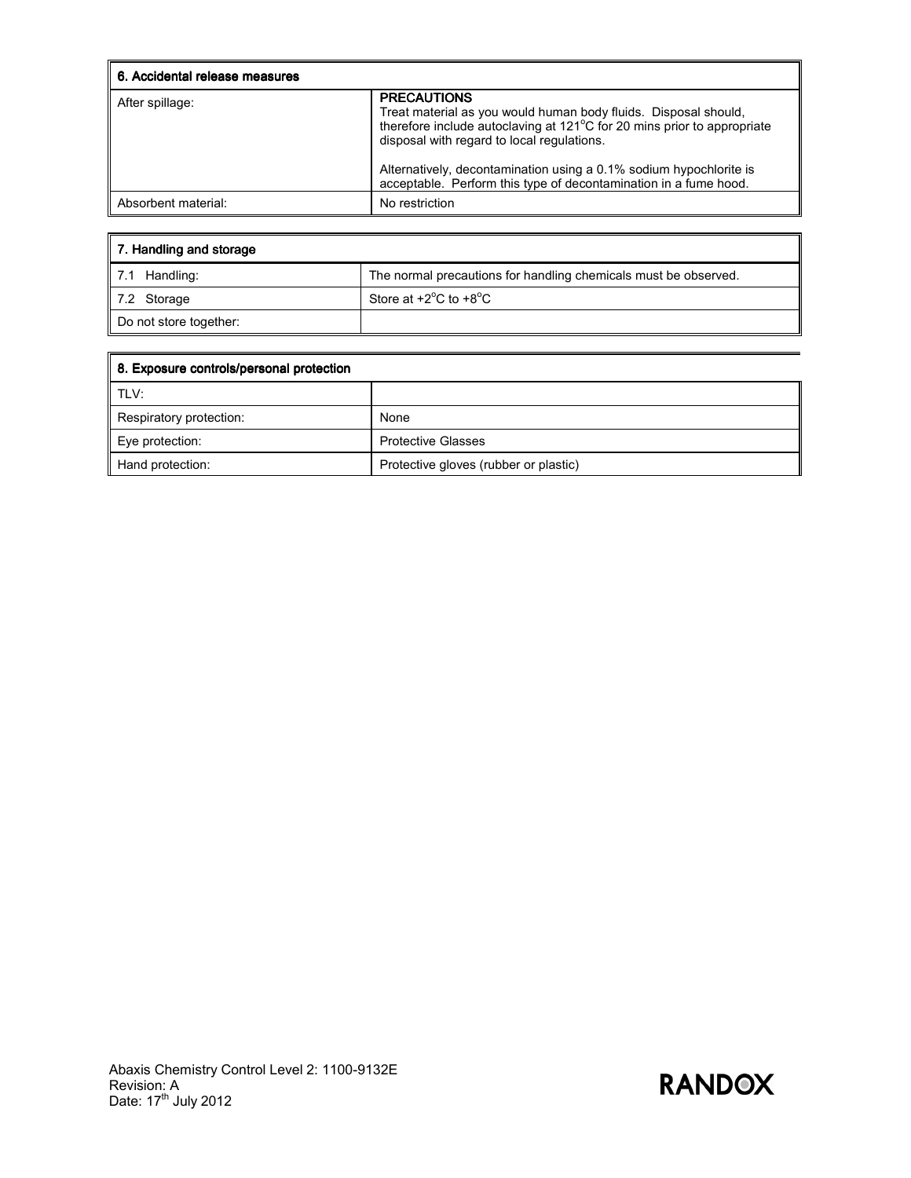| 6. Accidental release measures | |
|---|---|
| After spillage: | **PRECAUTIONS**<br>Treat material as you would human body fluids. Disposal should, therefore include autoclaving at 121$^{o}$C for 20 mins prior to appropriate disposal with regard to local regulations.<br><br>Alternatively, decontamination using a 0.1% sodium hypochlorite is acceptable. Perform this type of decontamination in a fume hood. |
| Absorbent material: | No restriction |

| 7. Handling and storage | |
|---|---|
| 7.1 Handling: | The normal precautions for handling chemicals must be observed. |
| 7.2 Storage | Store at +2$^{o}$C to +8$^{o}$C |
| Do not store together: | |

| 8. Exposure controls/personal protection | |
|---|---|
| TLV: | |
| Respiratory protection: | None |
| Eye protection: | Protective Glasses |
| Hand protection: | Protective gloves (rubber or plastic) |

Abaxis Chemistry Control Level 2: 1100-9132E
Revision: A
Date: 17th July 2012

RANDOX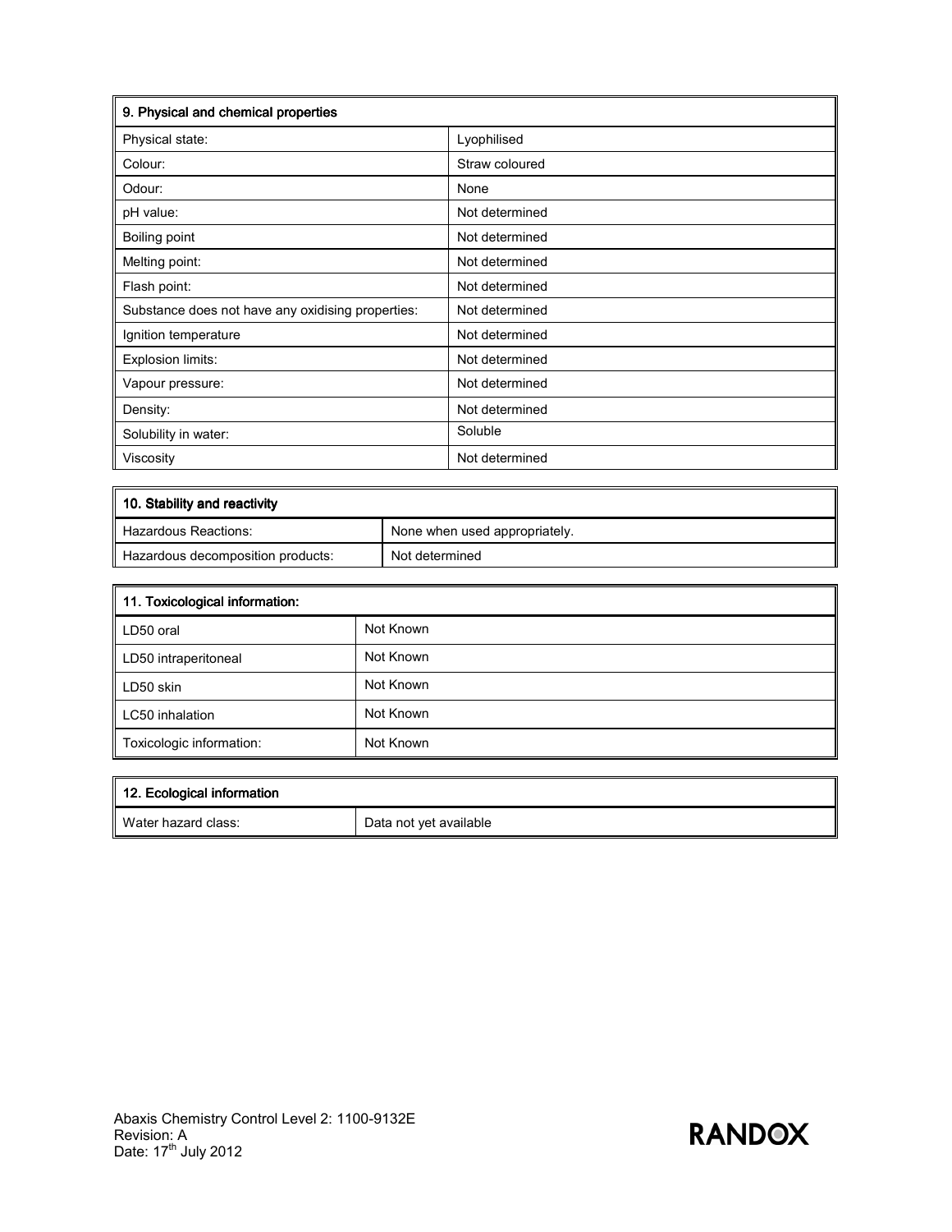| 9. Physical and chemical properties | |
|---|---|
| Physical state: | Lyophilised |
| Colour: | Straw coloured |
| Odour: | None |
| pH value: | Not determined |
| Boiling point | Not determined |
| Melting point: | Not determined |
| Flash point: | Not determined |
| Substance does not have any oxidising properties: | Not determined |
| Ignition temperature | Not determined |
| Explosion limits: | Not determined |
| Vapour pressure: | Not determined |
| Density: | Not determined |
| Solubility in water: | Soluble |
| Viscosity | Not determined |

| 10. Stability and reactivity | |
|---|---|
| Hazardous Reactions: | None when used appropriately. |
| Hazardous decomposition products: | Not determined |

| 11. Toxicological information: | |
|---|---|
| LD50 oral | Not Known |
| LD50 intraperitoneal | Not Known |
| LD50 skin | Not Known |
| LC50 inhalation | Not Known |
| Toxicologic information: | Not Known |

| 12. Ecological information | |
|---|---|
| Water hazard class: | Data not yet available |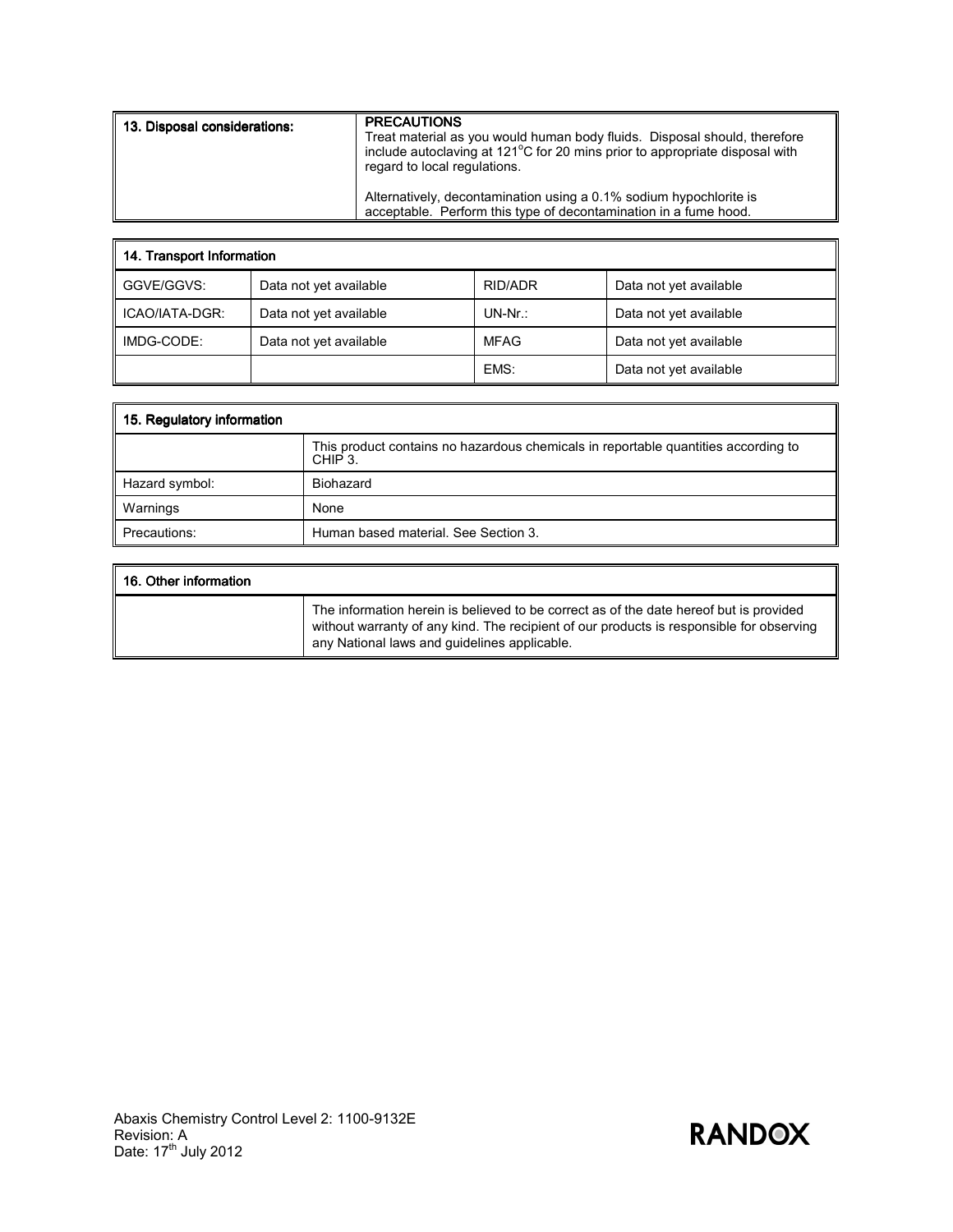| 13. Disposal considerations: | **PRECAUTIONS**<br>Treat material as you would human body fluids. Disposal should, therefore include autoclaving at 121°C for 20 mins prior to appropriate disposal with regard to local regulations.<br><br>Alternatively, decontamination using a 0.1% sodium hypochlorite is acceptable. Perform this type of decontamination in a fume hood. |
|---|---|

| 14. Transport Information | | | |
|---|---|---|---|
| GGVE/GGVS: | Data not yet available | RID/ADR | Data not yet available |
| ICAO/IATA-DGR: | Data not yet available | UN-Nr.: | Data not yet available |
| IMDG-CODE: | Data not yet available | MFAG | Data not yet available |
| | | EMS: | Data not yet available |

| 15. Regulatory information | |
|---|---|
| | This product contains no hazardous chemicals in reportable quantities according to CHIP 3. |
| Hazard symbol: | Biohazard |
| Warnings | None |
| Precautions: | Human based material. See Section 3. |

| 16. Other information | |
|---|---|
| | The information herein is believed to be correct as of the date hereof but is provided without warranty of any kind. The recipient of our products is responsible for observing any National laws and guidelines applicable. |

Abaxis Chemistry Control Level 2: 1100-9132E
Revision: A
Date: 17th July 2012

RANDOX